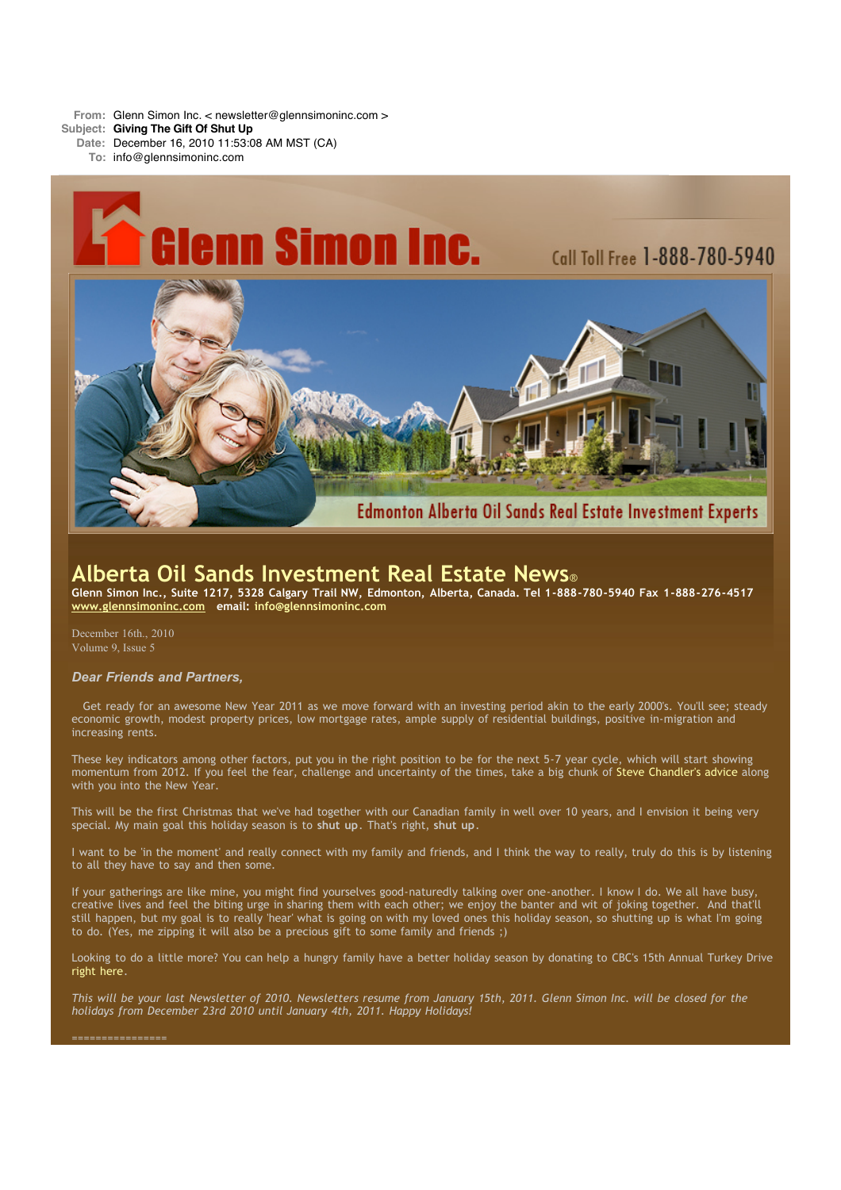**From:** Glenn Simon Inc. < newsletter@glennsimoninc.com >
**Subject:** **Giving The Gift Of Shut Up**
**Date:** December 16, 2010 11:53:08 AM MST (CA)
**To:** info@glennsimoninc.com

Glenn Simon Inc. Call Toll Free 1-888-780-5940

Edmonton Alberta Oil Sands Real Estate Investment Experts

# Alberta Oil Sands Investment Real Estate News®

**Glenn Simon Inc., Suite 1217, 5328 Calgary Trail NW, Edmonton, Alberta, Canada. Tel 1-888-780-5940 Fax 1-888-276-4517**
**www.glennsimoninc.com email: info@glennsimoninc.com**

December 16th., 2010
Volume 9, Issue 5

***Dear Friends and Partners,***

Get ready for an awesome New Year 2011 as we move forward with an investing period akin to the early 2000's. You'll see; steady economic growth, modest property prices, low mortgage rates, ample supply of residential buildings, positive in-migration and increasing rents.

These key indicators among other factors, put you in the right position to be for the next 5-7 year cycle, which will start showing momentum from 2012. If you feel the fear, challenge and uncertainty of the times, take a big chunk of Steve Chandler's advice along with you into the New Year.

This will be the first Christmas that we've had together with our Canadian family in well over 10 years, and I envision it being very special. My main goal this holiday season is to **shut up**. That's right, **shut up**.

I want to be 'in the moment' and really connect with my family and friends, and I think the way to really, truly do this is by listening to all they have to say and then some.

If your gatherings are like mine, you might find yourselves good-naturedly talking over one-another. I know I do. We all have busy, creative lives and feel the biting urge in sharing them with each other; we enjoy the banter and wit of joking together. And that'll still happen, but my goal is to really 'hear' what is going on with my loved ones this holiday season, so shutting up is what I'm going to do. (Yes, me zipping it will also be a precious gift to some family and friends ;)

Looking to do a little more? You can help a hungry family have a better holiday season by donating to CBC's 15th Annual Turkey Drive right here.

*This will be your last Newsletter of 2010. Newsletters resume from January 15th, 2011. Glenn Simon Inc. will be closed for the holidays from December 23rd 2010 until January 4th, 2011. Happy Holidays!*

================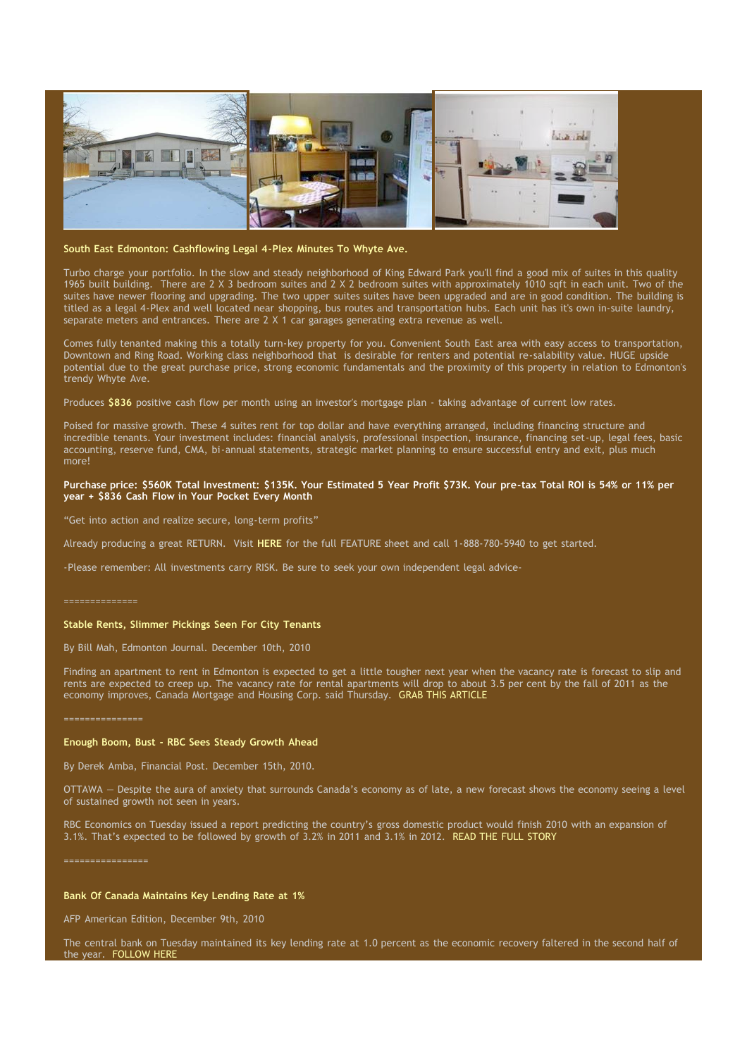### South East Edmonton: Cashflowing Legal 4-Plex Minutes To Whyte Ave.

Turbo charge your portfolio. In the slow and steady neighborhood of King Edward Park you'll find a good mix of suites in this quality 1965 built building. There are 2 X 3 bedroom suites and 2 X 2 bedroom suites with approximately 1010 sqft in each unit. Two of the suites have newer flooring and upgrading. The two upper suites suites have been upgraded and are in good condition. The building is titled as a legal 4-Plex and well located near shopping, bus routes and transportation hubs. Each unit has it's own in-suite laundry, separate meters and entrances. There are 2 X 1 car garages generating extra revenue as well.

Comes fully tenanted making this a totally turn-key property for you. Convenient South East area with easy access to transportation, Downtown and Ring Road. Working class neighborhood that is desirable for renters and potential re-salability value. HUGE upside potential due to the great purchase price, strong economic fundamentals and the proximity of this property in relation to Edmonton's trendy Whyte Ave.

Produces **$836** positive cash flow per month using an investor's mortgage plan - taking advantage of current low rates.

Poised for massive growth. These 4 suites rent for top dollar and have everything arranged, including financing structure and incredible tenants. Your investment includes: financial analysis, professional inspection, insurance, financing set-up, legal fees, basic accounting, reserve fund, CMA, bi-annual statements, strategic market planning to ensure successful entry and exit, plus much more!

**Purchase price: $560K Total Investment: $135K. Your Estimated 5 Year Profit $73K. Your pre-tax Total ROI is 54% or 11% per year + $836 Cash Flow in Your Pocket Every Month**

“Get into action and realize secure, long-term profits”

Already producing a great RETURN. Visit **HERE** for the full FEATURE sheet and call 1-888-780-5940 to get started.

-Please remember: All investments carry RISK. Be sure to seek your own independent legal advice-

==============

### Stable Rents, Slimmer Pickings Seen For City Tenants

By Bill Mah, Edmonton Journal. December 10th, 2010

Finding an apartment to rent in Edmonton is expected to get a little tougher next year when the vacancy rate is forecast to slip and rents are expected to creep up. The vacancy rate for rental apartments will drop to about 3.5 per cent by the fall of 2011 as the economy improves, Canada Mortgage and Housing Corp. said Thursday. GRAB THIS ARTICLE

===============

### Enough Boom, Bust - RBC Sees Steady Growth Ahead

By Derek Amba, Financial Post. December 15th, 2010.

OTTAWA — Despite the aura of anxiety that surrounds Canada's economy as of late, a new forecast shows the economy seeing a level of sustained growth not seen in years.

RBC Economics on Tuesday issued a report predicting the country's gross domestic product would finish 2010 with an expansion of 3.1%. That's expected to be followed by growth of 3.2% in 2011 and 3.1% in 2012. READ THE FULL STORY

================

### Bank Of Canada Maintains Key Lending Rate at 1%

AFP American Edition, December 9th, 2010

The central bank on Tuesday maintained its key lending rate at 1.0 percent as the economic recovery faltered in the second half of the year. FOLLOW HERE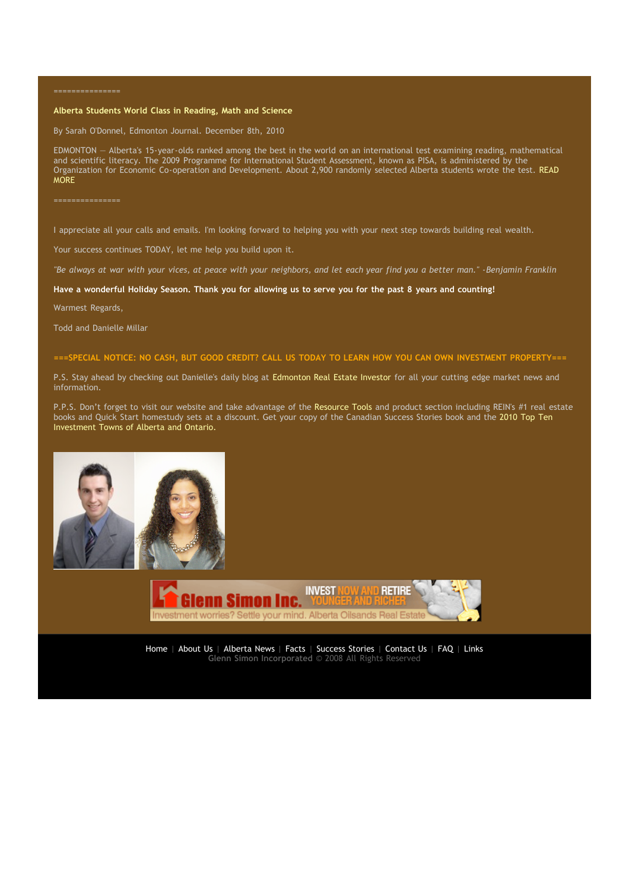===============

**Alberta Students World Class in Reading, Math and Science**

By Sarah O'Donnel, Edmonton Journal. December 8th, 2010

EDMONTON — Alberta's 15-year-olds ranked among the best in the world on an international test examining reading, mathematical and scientific literacy. The 2009 Programme for International Student Assessment, known as PISA, is administered by the Organization for Economic Co-operation and Development. About 2,900 randomly selected Alberta students wrote the test. READ MORE

===============

I appreciate all your calls and emails. I'm looking forward to helping you with your next step towards building real wealth.

Your success continues TODAY, let me help you build upon it.

*"Be always at war with your vices, at peace with your neighbors, and let each year find you a better man." -Benjamin Franklin*

**Have a wonderful Holiday Season. Thank you for allowing us to serve you for the past 8 years and counting!**

Warmest Regards,

Todd and Danielle Millar

===SPECIAL NOTICE: NO CASH, BUT GOOD CREDIT? CALL US TODAY TO LEARN HOW YOU CAN OWN INVESTMENT PROPERTY===

P.S. Stay ahead by checking out Danielle's daily blog at Edmonton Real Estate Investor for all your cutting edge market news and information.

P.P.S. Don't forget to visit our website and take advantage of the Resource Tools and product section including REIN's #1 real estate books and Quick Start homestudy sets at a discount. Get your copy of the Canadian Success Stories book and the 2010 Top Ten Investment Towns of Alberta and Ontario.

Glenn Simon Inc. INVEST NOW AND RETIRE YOUNGER AND RICHER

Investment worries? Settle your mind. Alberta Oilsands Real Estate

Home | About Us | Alberta News | Facts | Success Stories | Contact Us | FAQ | Links

Glenn Simon Incorporated © 2008 All Rights Reserved